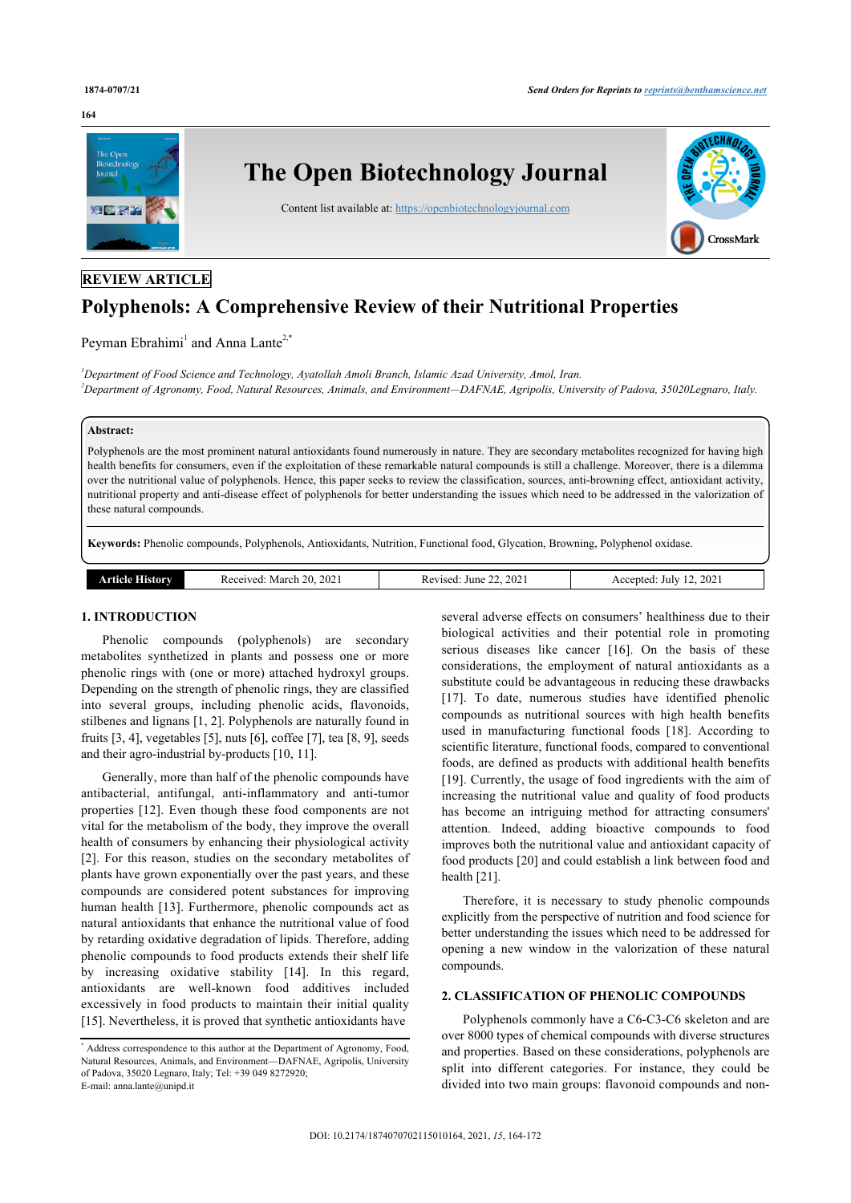REVIEW ARTICLE

# Polyphenols: A Comprehensive Review of their Nutritional Properties

Peyman Ebrahimi[1] and Anna Lante[2,*]

[1]Department of Food Science and Technology, Ayatollah Amoli Branch, Islamic Azad University, Amol, Iran.
[2]Department of Agronomy, Food, Natural Resources, Animals, and Environment—DAFNAE, Agripolis, University of Padova, 35020Legnaro, Italy.

**Abstract:**
Polyphenols are the most prominent natural antioxidants found numerously in nature. They are secondary metabolites recognized for having high health benefits for consumers, even if the exploitation of these remarkable natural compounds is still a challenge. Moreover, there is a dilemma over the nutritional value of polyphenols. Hence, this paper seeks to review the classification, sources, anti-browning effect, antioxidant activity, nutritional property and anti-disease effect of polyphenols for better understanding the issues which need to be addressed in the valorization of these natural compounds.

**Keywords:** Phenolic compounds, Polyphenols, Antioxidants, Nutrition, Functional food, Glycation, Browning, Polyphenol oxidase.

| Article History | Received: March 20, 2021 | Revised: June 22, 2021 | Accepted: July 12, 2021 |
|---|---|---|---|

## 1. INTRODUCTION

Phenolic compounds (polyphenols) are secondary metabolites synthetized in plants and possess one or more phenolic rings with (one or more) attached hydroxyl groups. Depending on the strength of phenolic rings, they are classified into several groups, including phenolic acids, flavonoids, stilbenes and lignans [1, 2]. Polyphenols are naturally found in fruits [3, 4], vegetables [5], nuts [6], coffee [7], tea [8, 9], seeds and their agro-industrial by-products [10, 11].

Generally, more than half of the phenolic compounds have antibacterial, antifungal, anti-inflammatory and anti-tumor properties [12]. Even though these food components are not vital for the metabolism of the body, they improve the overall health of consumers by enhancing their physiological activity [2]. For this reason, studies on the secondary metabolites of plants have grown exponentially over the past years, and these compounds are considered potent substances for improving human health [13]. Furthermore, phenolic compounds act as natural antioxidants that enhance the nutritional value of food by retarding oxidative degradation of lipids. Therefore, adding phenolic compounds to food products extends their shelf life by increasing oxidative stability [14]. In this regard, antioxidants are well-known food additives included excessively in food products to maintain their initial quality [15]. Nevertheless, it is proved that synthetic antioxidants have several adverse effects on consumers' healthiness due to their biological activities and their potential role in promoting serious diseases like cancer [16]. On the basis of these considerations, the employment of natural antioxidants as a substitute could be advantageous in reducing these drawbacks [17]. To date, numerous studies have identified phenolic compounds as nutritional sources with high health benefits used in manufacturing functional foods [18]. According to scientific literature, functional foods, compared to conventional foods, are defined as products with additional health benefits [19]. Currently, the usage of food ingredients with the aim of increasing the nutritional value and quality of food products has become an intriguing method for attracting consumers' attention. Indeed, adding bioactive compounds to food improves both the nutritional value and antioxidant capacity of food products [20] and could establish a link between food and health [21].

Therefore, it is necessary to study phenolic compounds explicitly from the perspective of nutrition and food science for better understanding the issues which need to be addressed for opening a new window in the valorization of these natural compounds.

## 2. CLASSIFICATION OF PHENOLIC COMPOUNDS

Polyphenols commonly have a C6-C3-C6 skeleton and are over 8000 types of chemical compounds with diverse structures and properties. Based on these considerations, polyphenols are split into different categories. For instance, they could be divided into two main groups: flavonoid compounds and non-

* Address correspondence to this author at the Department of Agronomy, Food, Natural Resources, Animals, and Environment—DAFNAE, Agripolis, University of Padova, 35020 Legnaro, Italy; Tel: +39 049 8272920; E-mail: anna.lante@unipd.it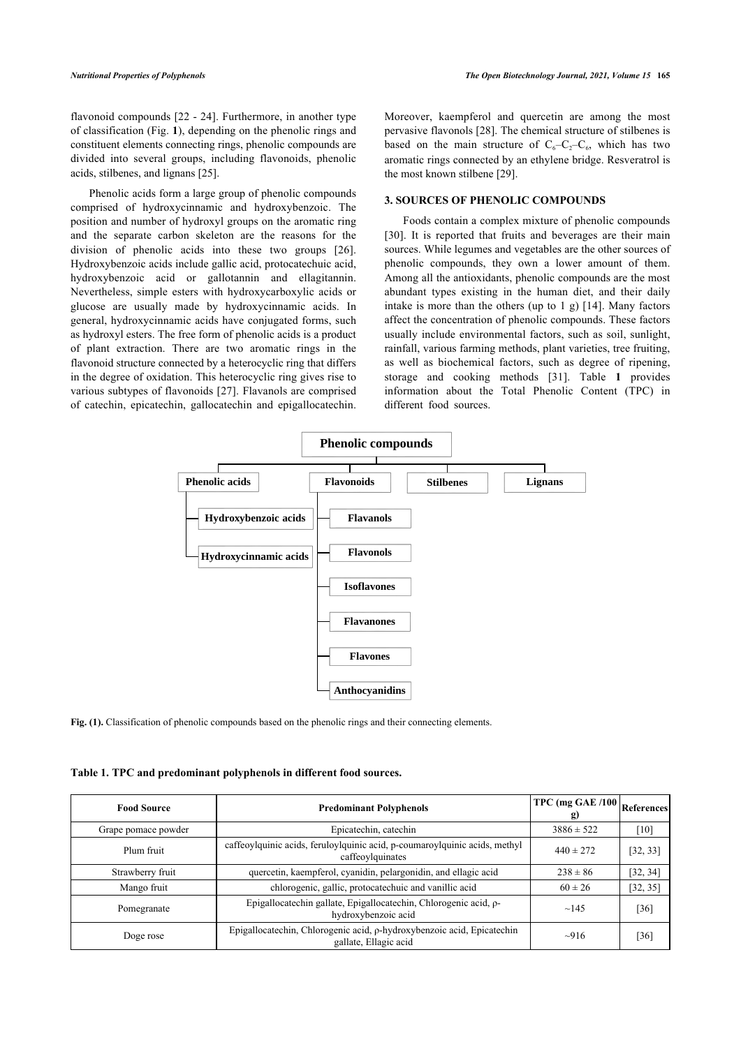flavonoid compounds [22 - 24]. Furthermore, in another type of classification (Fig. **1**), depending on the phenolic rings and constituent elements connecting rings, phenolic compounds are divided into several groups, including flavonoids, phenolic acids, stilbenes, and lignans [25].

Phenolic acids form a large group of phenolic compounds comprised of hydroxycinnamic and hydroxybenzoic. The position and number of hydroxyl groups on the aromatic ring and the separate carbon skeleton are the reasons for the division of phenolic acids into these two groups [26]. Hydroxybenzoic acids include gallic acid, protocatechuic acid, hydroxybenzoic acid or gallotannin and ellagitannin. Nevertheless, simple esters with hydroxycarboxylic acids or glucose are usually made by hydroxycinnamic acids. In general, hydroxycinnamic acids have conjugated forms, such as hydroxyl esters. The free form of phenolic acids is a product of plant extraction. There are two aromatic rings in the flavonoid structure connected by a heterocyclic ring that differs in the degree of oxidation. This heterocyclic ring gives rise to various subtypes of flavonoids [27]. Flavanols are comprised of catechin, epicatechin, gallocatechin and epigallocatechin. Moreover, kaempferol and quercetin are among the most pervasive flavonols [28]. The chemical structure of stilbenes is based on the main structure of $C_6$–$C_2$–$C_6$, which has two aromatic rings connected by an ethylene bridge. Resveratrol is the most known stilbene [29].

## 3. SOURCES OF PHENOLIC COMPOUNDS

Foods contain a complex mixture of phenolic compounds [30]. It is reported that fruits and beverages are their main sources. While legumes and vegetables are the other sources of phenolic compounds, they own a lower amount of them. Among all the antioxidants, phenolic compounds are the most abundant types existing in the human diet, and their daily intake is more than the others (up to 1 g) [14]. Many factors affect the concentration of phenolic compounds. These factors usually include environmental factors, such as soil, sunlight, rainfall, various farming methods, plant varieties, tree fruiting, as well as biochemical factors, such as degree of ripening, storage and cooking methods [31]. Table **1** provides information about the Total Phenolic Content (TPC) in different food sources.

- **Phenolic compounds**
  - **Phenolic acids**
    - **Hydroxybenzoic acids**
    - **Hydroxycinnamic acids**
  - **Flavonoids**
    - **Flavanols**
    - **Flavonols**
    - **Isoflavones**
    - **Flavanones**
    - **Flavones**
    - **Anthocyanidins**
  - **Stilbenes**
  - **Lignans**

**Fig. (1).** Classification of phenolic compounds based on the phenolic rings and their connecting elements.

**Table 1. TPC and predominant polyphenols in different food sources.**

| Food Source | Predominant Polyphenols | TPC (mg GAE /100 g) | References |
|---|---|---|---|
| Grape pomace powder | Epicatechin, catechin | 3886 ± 522 | [10] |
| Plum fruit | caffeoylquinic acids, feruloylquinic acid, p-coumaroylquinic acids, methyl caffeoylquinates | 440 ± 272 | [32, 33] |
| Strawberry fruit | quercetin, kaempferol, cyanidin, pelargonidin, and ellagic acid | 238 ± 86 | [32, 34] |
| Mango fruit | chlorogenic, gallic, protocatechuic and vanillic acid | 60 ± 26 | [32, 35] |
| Pomegranate | Epigallocatechin gallate, Epigallocatechin, Chlorogenic acid, ρ-hydroxybenzoic acid | ~145 | [36] |
| Doge rose | Epigallocatechin, Chlorogenic acid, ρ-hydroxybenzoic acid, Epicatechin gallate, Ellagic acid | ~916 | [36] |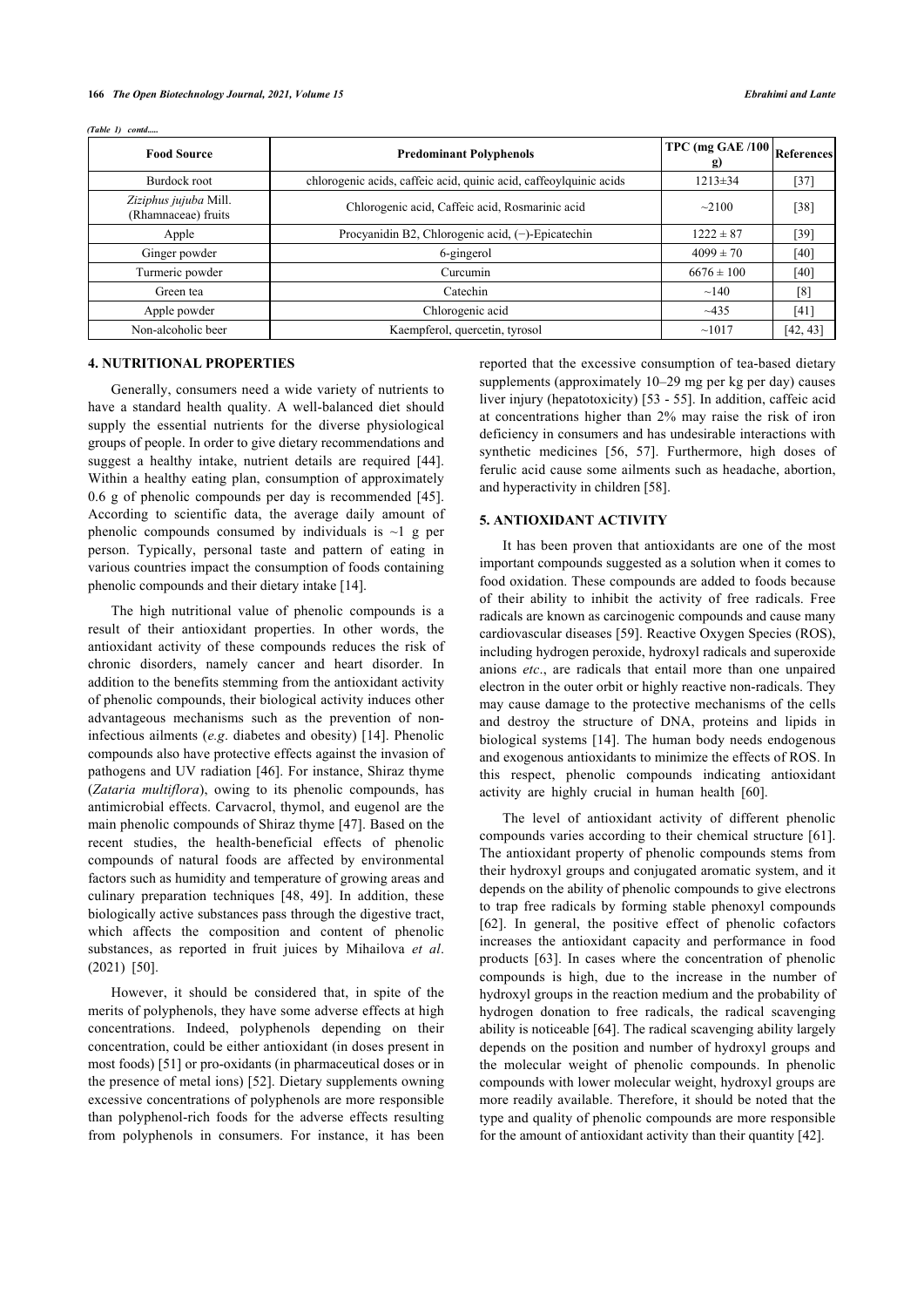*(Table 1) contd.....*

| Food Source | Predominant Polyphenols | TPC (mg GAE /100 g) | References |
|---|---|---|---|
| Burdock root | chlorogenic acids, caffeic acid, quinic acid, caffeoylquinic acids | 1213±34 | [37] |
| *Ziziphus jujuba* Mill. (Rhamnaceae) fruits | Chlorogenic acid, Caffeic acid, Rosmarinic acid | ~2100 | [38] |
| Apple | Procyanidin B2, Chlorogenic acid, (−)-Epicatechin | 1222 ± 87 | [39] |
| Ginger powder | 6-gingerol | 4099 ± 70 | [40] |
| Turmeric powder | Curcumin | 6676 ± 100 | [40] |
| Green tea | Catechin | ~140 | [8] |
| Apple powder | Chlorogenic acid | ~435 | [41] |
| Non-alcoholic beer | Kaempferol, quercetin, tyrosol | ~1017 | [42, 43] |

## 4. NUTRITIONAL PROPERTIES

Generally, consumers need a wide variety of nutrients to have a standard health quality. A well-balanced diet should supply the essential nutrients for the diverse physiological groups of people. In order to give dietary recommendations and suggest a healthy intake, nutrient details are required [44]. Within a healthy eating plan, consumption of approximately 0.6 g of phenolic compounds per day is recommended [45]. According to scientific data, the average daily amount of phenolic compounds consumed by individuals is ~1 g per person. Typically, personal taste and pattern of eating in various countries impact the consumption of foods containing phenolic compounds and their dietary intake [14].

The high nutritional value of phenolic compounds is a result of their antioxidant properties. In other words, the antioxidant activity of these compounds reduces the risk of chronic disorders, namely cancer and heart disorder. In addition to the benefits stemming from the antioxidant activity of phenolic compounds, their biological activity induces other advantageous mechanisms such as the prevention of non-infectious ailments (*e.g*. diabetes and obesity) [14]. Phenolic compounds also have protective effects against the invasion of pathogens and UV radiation [46]. For instance, Shiraz thyme (*Zataria multiflora*), owing to its phenolic compounds, has antimicrobial effects. Carvacrol, thymol, and eugenol are the main phenolic compounds of Shiraz thyme [47]. Based on the recent studies, the health-beneficial effects of phenolic compounds of natural foods are affected by environmental factors such as humidity and temperature of growing areas and culinary preparation techniques [48, 49]. In addition, these biologically active substances pass through the digestive tract, which affects the composition and content of phenolic substances, as reported in fruit juices by Mihailova *et al*. (2021) [50].

However, it should be considered that, in spite of the merits of polyphenols, they have some adverse effects at high concentrations. Indeed, polyphenols depending on their concentration, could be either antioxidant (in doses present in most foods) [51] or pro-oxidants (in pharmaceutical doses or in the presence of metal ions) [52]. Dietary supplements owning excessive concentrations of polyphenols are more responsible than polyphenol-rich foods for the adverse effects resulting from polyphenols in consumers. For instance, it has been reported that the excessive consumption of tea-based dietary supplements (approximately 10–29 mg per kg per day) causes liver injury (hepatotoxicity) [53 - 55]. In addition, caffeic acid at concentrations higher than 2% may raise the risk of iron deficiency in consumers and has undesirable interactions with synthetic medicines [56, 57]. Furthermore, high doses of ferulic acid cause some ailments such as headache, abortion, and hyperactivity in children [58].

## 5. ANTIOXIDANT ACTIVITY

It has been proven that antioxidants are one of the most important compounds suggested as a solution when it comes to food oxidation. These compounds are added to foods because of their ability to inhibit the activity of free radicals. Free radicals are known as carcinogenic compounds and cause many cardiovascular diseases [59]. Reactive Oxygen Species (ROS), including hydrogen peroxide, hydroxyl radicals and superoxide anions *etc*., are radicals that entail more than one unpaired electron in the outer orbit or highly reactive non-radicals. They may cause damage to the protective mechanisms of the cells and destroy the structure of DNA, proteins and lipids in biological systems [14]. The human body needs endogenous and exogenous antioxidants to minimize the effects of ROS. In this respect, phenolic compounds indicating antioxidant activity are highly crucial in human health [60].

The level of antioxidant activity of different phenolic compounds varies according to their chemical structure [61]. The antioxidant property of phenolic compounds stems from their hydroxyl groups and conjugated aromatic system, and it depends on the ability of phenolic compounds to give electrons to trap free radicals by forming stable phenoxyl compounds [62]. In general, the positive effect of phenolic cofactors increases the antioxidant capacity and performance in food products [63]. In cases where the concentration of phenolic compounds is high, due to the increase in the number of hydroxyl groups in the reaction medium and the probability of hydrogen donation to free radicals, the radical scavenging ability is noticeable [64]. The radical scavenging ability largely depends on the position and number of hydroxyl groups and the molecular weight of phenolic compounds. In phenolic compounds with lower molecular weight, hydroxyl groups are more readily available. Therefore, it should be noted that the type and quality of phenolic compounds are more responsible for the amount of antioxidant activity than their quantity [42].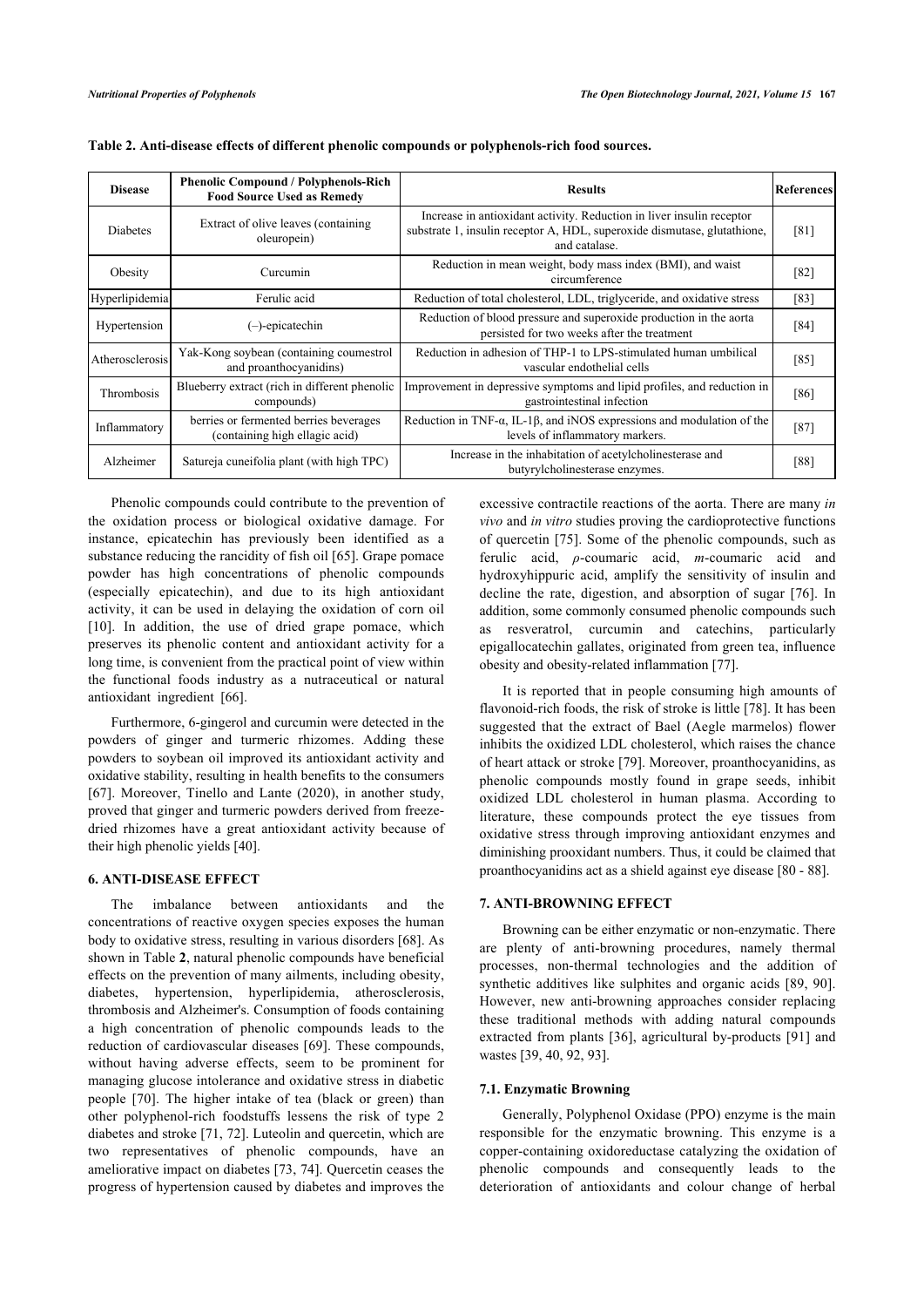**Table 2. Anti-disease effects of different phenolic compounds or polyphenols-rich food sources.**

| Disease | Phenolic Compound / Polyphenols-Rich Food Source Used as Remedy | Results | References |
|---|---|---|---|
| Diabetes | Extract of olive leaves (containing oleuropein) | Increase in antioxidant activity. Reduction in liver insulin receptor substrate 1, insulin receptor A, HDL, superoxide dismutase, glutathione, and catalase. | [81] |
| Obesity | Curcumin | Reduction in mean weight, body mass index (BMI), and waist circumference | [82] |
| Hyperlipidemia | Ferulic acid | Reduction of total cholesterol, LDL, triglyceride, and oxidative stress | [83] |
| Hypertension | (–)-epicatechin | Reduction of blood pressure and superoxide production in the aorta persisted for two weeks after the treatment | [84] |
| Atherosclerosis | Yak-Kong soybean (containing coumestrol and proanthocyanidins) | Reduction in adhesion of THP-1 to LPS-stimulated human umbilical vascular endothelial cells | [85] |
| Thrombosis | Blueberry extract (rich in different phenolic compounds) | Improvement in depressive symptoms and lipid profiles, and reduction in gastrointestinal infection | [86] |
| Inflammatory | berries or fermented berries beverages (containing high ellagic acid) | Reduction in TNF-α, IL-1β, and iNOS expressions and modulation of the levels of inflammatory markers. | [87] |
| Alzheimer | Satureja cuneifolia plant (with high TPC) | Increase in the inhabitation of acetylcholinesterase and butyrylcholinesterase enzymes. | [88] |

Phenolic compounds could contribute to the prevention of the oxidation process or biological oxidative damage. For instance, epicatechin has previously been identified as a substance reducing the rancidity of fish oil [65]. Grape pomace powder has high concentrations of phenolic compounds (especially epicatechin), and due to its high antioxidant activity, it can be used in delaying the oxidation of corn oil [10]. In addition, the use of dried grape pomace, which preserves its phenolic content and antioxidant activity for a long time, is convenient from the practical point of view within the functional foods industry as a nutraceutical or natural antioxidant ingredient [66].

Furthermore, 6-gingerol and curcumin were detected in the powders of ginger and turmeric rhizomes. Adding these powders to soybean oil improved its antioxidant activity and oxidative stability, resulting in health benefits to the consumers [67]. Moreover, Tinello and Lante (2020), in another study, proved that ginger and turmeric powders derived from freeze-dried rhizomes have a great antioxidant activity because of their high phenolic yields [40].

## 6. ANTI-DISEASE EFFECT

The imbalance between antioxidants and the concentrations of reactive oxygen species exposes the human body to oxidative stress, resulting in various disorders [68]. As shown in Table **2**, natural phenolic compounds have beneficial effects on the prevention of many ailments, including obesity, diabetes, hypertension, hyperlipidemia, atherosclerosis, thrombosis and Alzheimer's. Consumption of foods containing a high concentration of phenolic compounds leads to the reduction of cardiovascular diseases [69]. These compounds, without having adverse effects, seem to be prominent for managing glucose intolerance and oxidative stress in diabetic people [70]. The higher intake of tea (black or green) than other polyphenol-rich foodstuffs lessens the risk of type 2 diabetes and stroke [71, 72]. Luteolin and quercetin, which are two representatives of phenolic compounds, have an ameliorative impact on diabetes [73, 74]. Quercetin ceases the progress of hypertension caused by diabetes and improves the excessive contractile reactions of the aorta. There are many *in vivo* and *in vitro* studies proving the cardioprotective functions of quercetin [75]. Some of the phenolic compounds, such as ferulic acid, *ρ*-coumaric acid, *m*-coumaric acid and hydroxyhippuric acid, amplify the sensitivity of insulin and decline the rate, digestion, and absorption of sugar [76]. In addition, some commonly consumed phenolic compounds such as resveratrol, curcumin and catechins, particularly epigallocatechin gallates, originated from green tea, influence obesity and obesity-related inflammation [77].

It is reported that in people consuming high amounts of flavonoid-rich foods, the risk of stroke is little [78]. It has been suggested that the extract of Bael (Aegle marmelos) flower inhibits the oxidized LDL cholesterol, which raises the chance of heart attack or stroke [79]. Moreover, proanthocyanidins, as phenolic compounds mostly found in grape seeds, inhibit oxidized LDL cholesterol in human plasma. According to literature, these compounds protect the eye tissues from oxidative stress through improving antioxidant enzymes and diminishing prooxidant numbers. Thus, it could be claimed that proanthocyanidins act as a shield against eye disease [80 - 88].

## 7. ANTI-BROWNING EFFECT

Browning can be either enzymatic or non-enzymatic. There are plenty of anti-browning procedures, namely thermal processes, non-thermal technologies and the addition of synthetic additives like sulphites and organic acids [89, 90]. However, new anti-browning approaches consider replacing these traditional methods with adding natural compounds extracted from plants [36], agricultural by-products [91] and wastes [39, 40, 92, 93].

### 7.1. Enzymatic Browning

Generally, Polyphenol Oxidase (PPO) enzyme is the main responsible for the enzymatic browning. This enzyme is a copper-containing oxidoreductase catalyzing the oxidation of phenolic compounds and consequently leads to the deterioration of antioxidants and colour change of herbal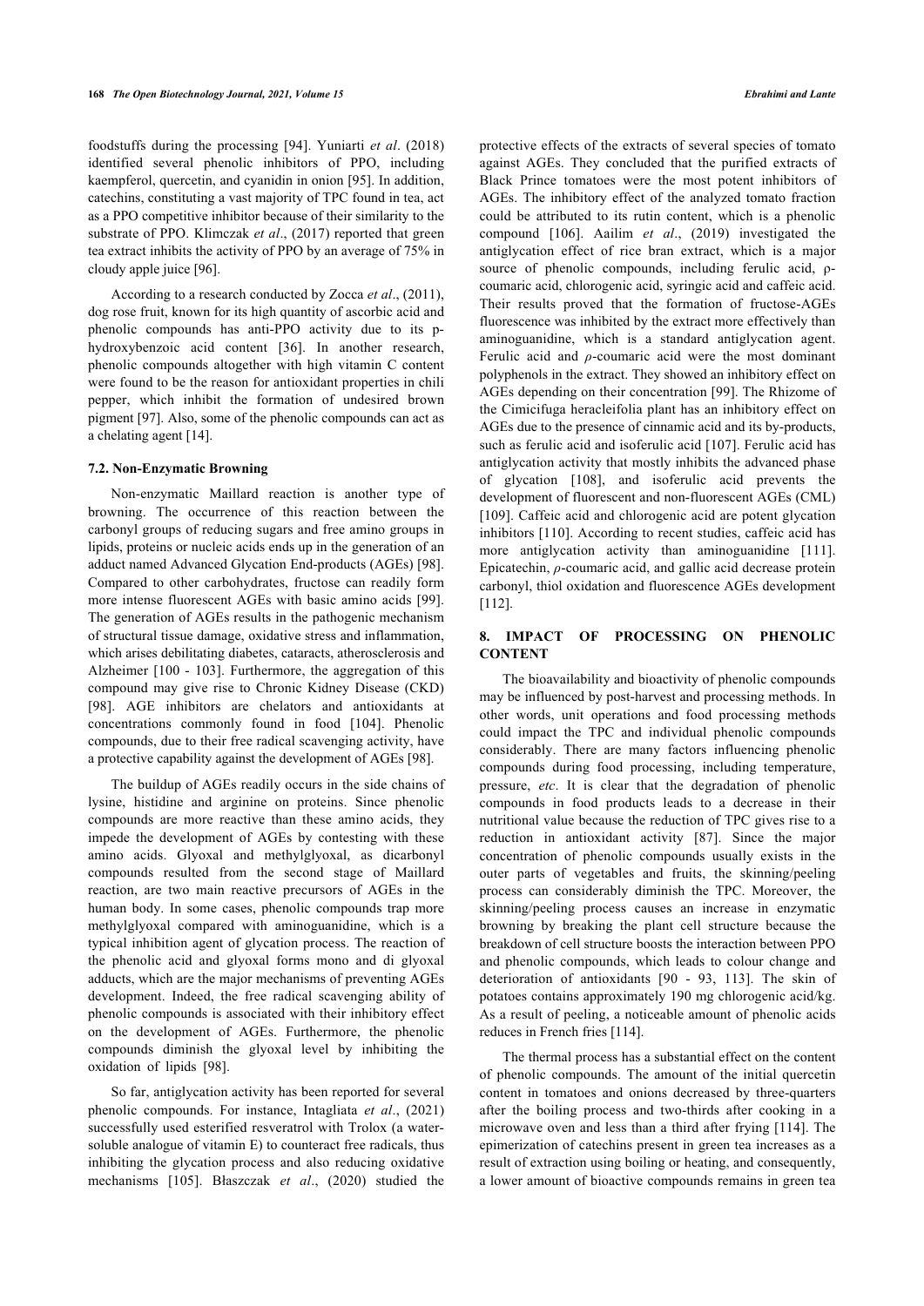foodstuffs during the processing [94]. Yuniarti *et al*. (2018) identified several phenolic inhibitors of PPO, including kaempferol, quercetin, and cyanidin in onion [95]. In addition, catechins, constituting a vast majority of TPC found in tea, act as a PPO competitive inhibitor because of their similarity to the substrate of PPO. Klimczak *et al*., (2017) reported that green tea extract inhibits the activity of PPO by an average of 75% in cloudy apple juice [96].

According to a research conducted by Zocca *et al*., (2011), dog rose fruit, known for its high quantity of ascorbic acid and phenolic compounds has anti-PPO activity due to its p-hydroxybenzoic acid content [36]. In another research, phenolic compounds altogether with high vitamin C content were found to be the reason for antioxidant properties in chili pepper, which inhibit the formation of undesired brown pigment [97]. Also, some of the phenolic compounds can act as a chelating agent [14].

### 7.2. Non-Enzymatic Browning

Non-enzymatic Maillard reaction is another type of browning. The occurrence of this reaction between the carbonyl groups of reducing sugars and free amino groups in lipids, proteins or nucleic acids ends up in the generation of an adduct named Advanced Glycation End-products (AGEs) [98]. Compared to other carbohydrates, fructose can readily form more intense fluorescent AGEs with basic amino acids [99]. The generation of AGEs results in the pathogenic mechanism of structural tissue damage, oxidative stress and inflammation, which arises debilitating diabetes, cataracts, atherosclerosis and Alzheimer [100 - 103]. Furthermore, the aggregation of this compound may give rise to Chronic Kidney Disease (CKD) [98]. AGE inhibitors are chelators and antioxidants at concentrations commonly found in food [104]. Phenolic compounds, due to their free radical scavenging activity, have a protective capability against the development of AGEs [98].

The buildup of AGEs readily occurs in the side chains of lysine, histidine and arginine on proteins. Since phenolic compounds are more reactive than these amino acids, they impede the development of AGEs by contesting with these amino acids. Glyoxal and methylglyoxal, as dicarbonyl compounds resulted from the second stage of Maillard reaction, are two main reactive precursors of AGEs in the human body. In some cases, phenolic compounds trap more methylglyoxal compared with aminoguanidine, which is a typical inhibition agent of glycation process. The reaction of the phenolic acid and glyoxal forms mono and di glyoxal adducts, which are the major mechanisms of preventing AGEs development. Indeed, the free radical scavenging ability of phenolic compounds is associated with their inhibitory effect on the development of AGEs. Furthermore, the phenolic compounds diminish the glyoxal level by inhibiting the oxidation of lipids [98].

So far, antiglycation activity has been reported for several phenolic compounds. For instance, Intagliata *et al*., (2021) successfully used esterified resveratrol with Trolox (a water-soluble analogue of vitamin E) to counteract free radicals, thus inhibiting the glycation process and also reducing oxidative mechanisms [105]. Błaszczak *et al*., (2020) studied the protective effects of the extracts of several species of tomato against AGEs. They concluded that the purified extracts of Black Prince tomatoes were the most potent inhibitors of AGEs. The inhibitory effect of the analyzed tomato fraction could be attributed to its rutin content, which is a phenolic compound [106]. Aailim *et al*., (2019) investigated the antiglycation effect of rice bran extract, which is a major source of phenolic compounds, including ferulic acid, ρ-coumaric acid, chlorogenic acid, syringic acid and caffeic acid. Their results proved that the formation of fructose-AGEs fluorescence was inhibited by the extract more effectively than aminoguanidine, which is a standard antiglycation agent. Ferulic acid and *ρ*-coumaric acid were the most dominant polyphenols in the extract. They showed an inhibitory effect on AGEs depending on their concentration [99]. The Rhizome of the Cimicifuga heracleifolia plant has an inhibitory effect on AGEs due to the presence of cinnamic acid and its by-products, such as ferulic acid and isoferulic acid [107]. Ferulic acid has antiglycation activity that mostly inhibits the advanced phase of glycation [108], and isoferulic acid prevents the development of fluorescent and non-fluorescent AGEs (CML) [109]. Caffeic acid and chlorogenic acid are potent glycation inhibitors [110]. According to recent studies, caffeic acid has more antiglycation activity than aminoguanidine [111]. Epicatechin, *ρ*-coumaric acid, and gallic acid decrease protein carbonyl, thiol oxidation and fluorescence AGEs development [112].

## 8. IMPACT OF PROCESSING ON PHENOLIC CONTENT

The bioavailability and bioactivity of phenolic compounds may be influenced by post-harvest and processing methods. In other words, unit operations and food processing methods could impact the TPC and individual phenolic compounds considerably. There are many factors influencing phenolic compounds during food processing, including temperature, pressure, *etc*. It is clear that the degradation of phenolic compounds in food products leads to a decrease in their nutritional value because the reduction of TPC gives rise to a reduction in antioxidant activity [87]. Since the major concentration of phenolic compounds usually exists in the outer parts of vegetables and fruits, the skinning/peeling process can considerably diminish the TPC. Moreover, the skinning/peeling process causes an increase in enzymatic browning by breaking the plant cell structure because the breakdown of cell structure boosts the interaction between PPO and phenolic compounds, which leads to colour change and deterioration of antioxidants [90 - 93, 113]. The skin of potatoes contains approximately 190 mg chlorogenic acid/kg. As a result of peeling, a noticeable amount of phenolic acids reduces in French fries [114].

The thermal process has a substantial effect on the content of phenolic compounds. The amount of the initial quercetin content in tomatoes and onions decreased by three-quarters after the boiling process and two-thirds after cooking in a microwave oven and less than a third after frying [114]. The epimerization of catechins present in green tea increases as a result of extraction using boiling or heating, and consequently, a lower amount of bioactive compounds remains in green tea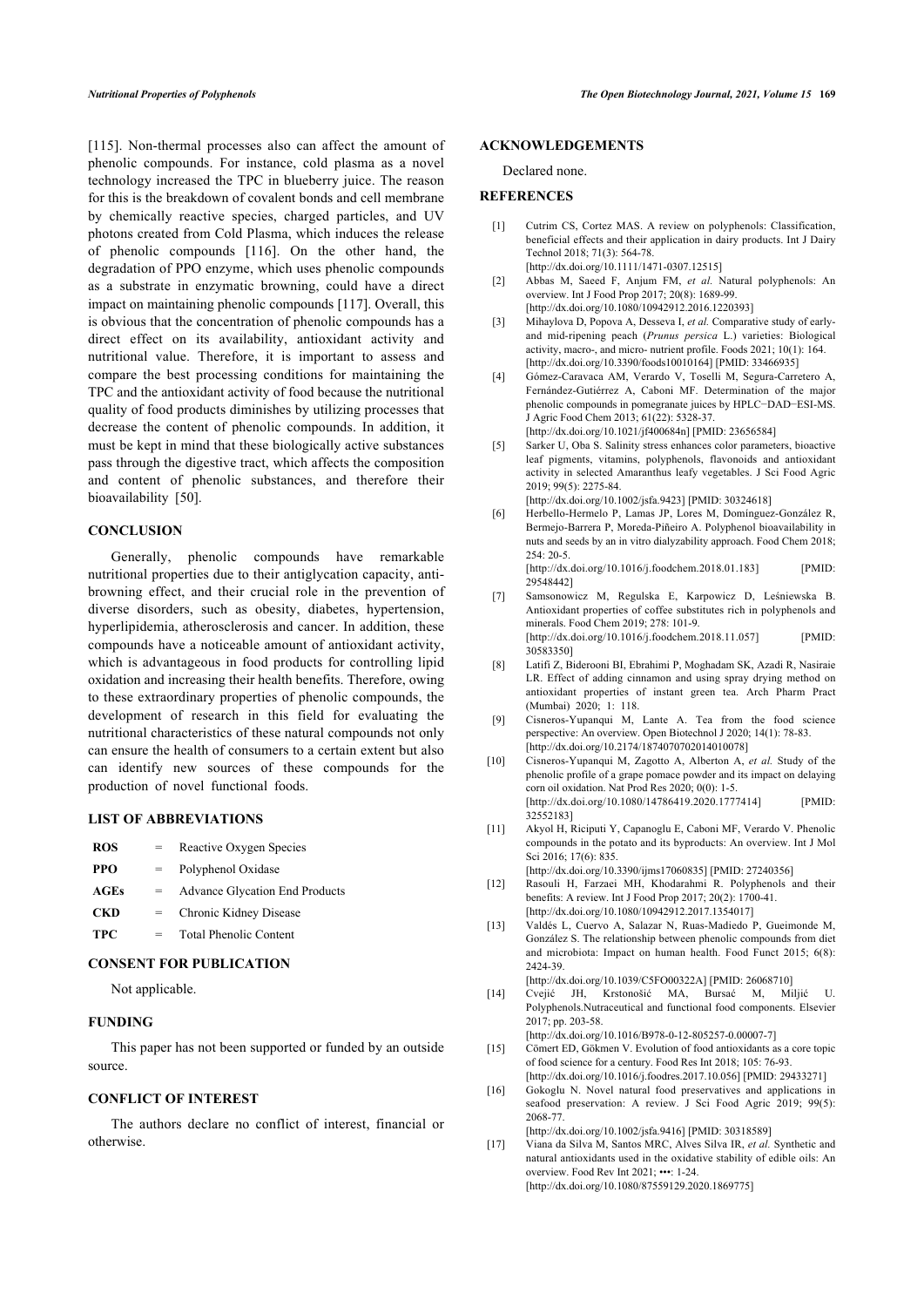[115]. Non-thermal processes also can affect the amount of phenolic compounds. For instance, cold plasma as a novel technology increased the TPC in blueberry juice. The reason for this is the breakdown of covalent bonds and cell membrane by chemically reactive species, charged particles, and UV photons created from Cold Plasma, which induces the release of phenolic compounds [116]. On the other hand, the degradation of PPO enzyme, which uses phenolic compounds as a substrate in enzymatic browning, could have a direct impact on maintaining phenolic compounds [117]. Overall, this is obvious that the concentration of phenolic compounds has a direct effect on its availability, antioxidant activity and nutritional value. Therefore, it is important to assess and compare the best processing conditions for maintaining the TPC and the antioxidant activity of food because the nutritional quality of food products diminishes by utilizing processes that decrease the content of phenolic compounds. In addition, it must be kept in mind that these biologically active substances pass through the digestive tract, which affects the composition and content of phenolic substances, and therefore their bioavailability [50].

## CONCLUSION

Generally, phenolic compounds have remarkable nutritional properties due to their antiglycation capacity, anti-browning effect, and their crucial role in the prevention of diverse disorders, such as obesity, diabetes, hypertension, hyperlipidemia, atherosclerosis and cancer. In addition, these compounds have a noticeable amount of antioxidant activity, which is advantageous in food products for controlling lipid oxidation and increasing their health benefits. Therefore, owing to these extraordinary properties of phenolic compounds, the development of research in this field for evaluating the nutritional characteristics of these natural compounds not only can ensure the health of consumers to a certain extent but also can identify new sources of these compounds for the production of novel functional foods.

## LIST OF ABBREVIATIONS

| | | |
|---|---|---|
| **ROS** | = | Reactive Oxygen Species |
| **PPO** | = | Polyphenol Oxidase |
| **AGEs** | = | Advance Glycation End Products |
| **CKD** | = | Chronic Kidney Disease |
| **TPC** | = | Total Phenolic Content |

## CONSENT FOR PUBLICATION

Not applicable.

## FUNDING

This paper has not been supported or funded by an outside source.

## CONFLICT OF INTEREST

The authors declare no conflict of interest, financial or otherwise.

## ACKNOWLEDGEMENTS

Declared none.

## REFERENCES

[1] Cutrim CS, Cortez MAS. A review on polyphenols: Classification, beneficial effects and their application in dairy products. Int J Dairy Technol 2018; 71(3): 564-78. [http://dx.doi.org/10.1111/1471-0307.12515]

[2] Abbas M, Saeed F, Anjum FM, *et al.* Natural polyphenols: An overview. Int J Food Prop 2017; 20(8): 1689-99. [http://dx.doi.org/10.1080/10942912.2016.1220393]

[3] Mihaylova D, Popova A, Desseva I, *et al.* Comparative study of early- and mid-ripening peach (*Prunus persica* L.) varieties: Biological activity, macro-, and micro- nutrient profile. Foods 2021; 10(1): 164. [http://dx.doi.org/10.3390/foods10010164] [PMID: 33466935]

[4] Gómez-Caravaca AM, Verardo V, Toselli M, Segura-Carretero A, Fernández-Gutiérrez A, Caboni MF. Determination of the major phenolic compounds in pomegranate juices by HPLC−DAD−ESI-MS. J Agric Food Chem 2013; 61(22): 5328-37. [http://dx.doi.org/10.1021/jf400684n] [PMID: 23656584]

[5] Sarker U, Oba S. Salinity stress enhances color parameters, bioactive leaf pigments, vitamins, polyphenols, flavonoids and antioxidant activity in selected Amaranthus leafy vegetables. J Sci Food Agric 2019; 99(5): 2275-84. [http://dx.doi.org/10.1002/jsfa.9423] [PMID: 30324618]

[6] Herbello-Hermelo P, Lamas JP, Lores M, Domínguez-González R, Bermejo-Barrera P, Moreda-Piñeiro A. Polyphenol bioavailability in nuts and seeds by an in vitro dialyzability approach. Food Chem 2018; 254: 20-5. [http://dx.doi.org/10.1016/j.foodchem.2018.01.183] [PMID: 29548442]

[7] Samsonowicz M, Regulska E, Karpowicz D, Leśniewska B. Antioxidant properties of coffee substitutes rich in polyphenols and minerals. Food Chem 2019; 278: 101-9. [http://dx.doi.org/10.1016/j.foodchem.2018.11.057] [PMID: 30583350]

[8] Latifi Z, Biderooni BI, Ebrahimi P, Moghadam SK, Azadi R, Nasiraie LR. Effect of adding cinnamon and using spray drying method on antioxidant properties of instant green tea. Arch Pharm Pract (Mumbai) 2020; 1: 118.

[9] Cisneros-Yupanqui M, Lante A. Tea from the food science perspective: An overview. Open Biotechnol J 2020; 14(1): 78-83. [http://dx.doi.org/10.2174/1874070702014010078]

[10] Cisneros-Yupanqui M, Zagotto A, Alberton A, *et al.* Study of the phenolic profile of a grape pomace powder and its impact on delaying corn oil oxidation. Nat Prod Res 2020; 0(0): 1-5. [http://dx.doi.org/10.1080/14786419.2020.1777414] [PMID: 32552183]

[11] Akyol H, Riciputi Y, Capanoglu E, Caboni MF, Verardo V. Phenolic compounds in the potato and its byproducts: An overview. Int J Mol Sci 2016; 17(6): 835. [http://dx.doi.org/10.3390/ijms17060835] [PMID: 27240356]

[12] Rasouli H, Farzaei MH, Khodarahmi R. Polyphenols and their benefits: A review. Int J Food Prop 2017; 20(2): 1700-41. [http://dx.doi.org/10.1080/10942912.2017.1354017]

[13] Valdés L, Cuervo A, Salazar N, Ruas-Madiedo P, Gueimonde M, González S. The relationship between phenolic compounds from diet and microbiota: Impact on human health. Food Funct 2015; 6(8): 2424-39. [http://dx.doi.org/10.1039/C5FO00322A] [PMID: 26068710]

[14] Cvejić JH, Krstonošić MA, Bursać M, Miljić U. Polyphenols.Nutraceutical and functional food components. Elsevier 2017; pp. 203-58. [http://dx.doi.org/10.1016/B978-0-12-805257-0.00007-7]

[15] Cömert ED, Gökmen V. Evolution of food antioxidants as a core topic of food science for a century. Food Res Int 2018; 105: 76-93. [http://dx.doi.org/10.1016/j.foodres.2017.10.056] [PMID: 29433271]

[16] Gokoglu N. Novel natural food preservatives and applications in seafood preservation: A review. J Sci Food Agric 2019; 99(5): 2068-77. [http://dx.doi.org/10.1002/jsfa.9416] [PMID: 30318589]

[17] Viana da Silva M, Santos MRC, Alves Silva IR, *et al.* Synthetic and natural antioxidants used in the oxidative stability of edible oils: An overview. Food Rev Int 2021; •••: 1-24. [http://dx.doi.org/10.1080/87559129.2020.1869775]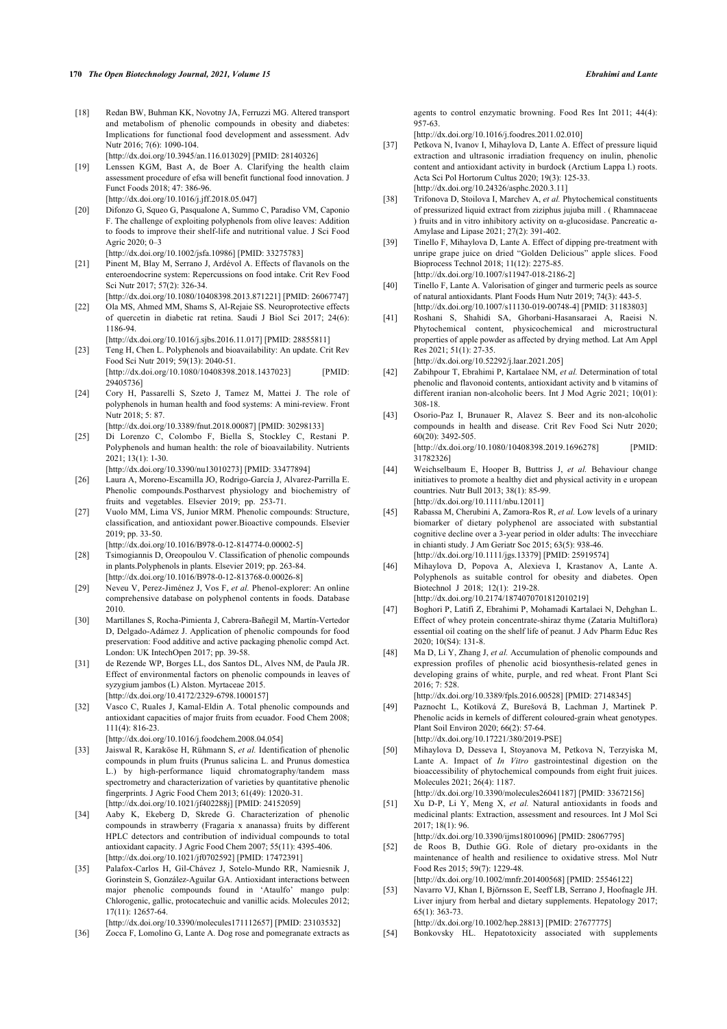[18] Redan BW, Buhman KK, Novotny JA, Ferruzzi MG. Altered transport and metabolism of phenolic compounds in obesity and diabetes: Implications for functional food development and assessment. Adv Nutr 2016; 7(6): 1090-104.
[http://dx.doi.org/10.3945/an.116.013029] [PMID: 28140326]

[19] Lenssen KGM, Bast A, de Boer A. Clarifying the health claim assessment procedure of efsa will benefit functional food innovation. J Funct Foods 2018; 47: 386-96.
[http://dx.doi.org/10.1016/j.jff.2018.05.047]

[20] Difonzo G, Squeo G, Pasqualone A, Summo C, Paradiso VM, Caponio F. The challenge of exploiting polyphenols from olive leaves: Addition to foods to improve their shelf-life and nutritional value. J Sci Food Agric 2020; 0–3
[http://dx.doi.org/10.1002/jsfa.10986] [PMID: 33275783]

[21] Pinent M, Blay M, Serrano J, Ardévol A. Effects of flavanols on the enteroendocrine system: Repercussions on food intake. Crit Rev Food Sci Nutr 2017; 57(2): 326-34.
[http://dx.doi.org/10.1080/10408398.2013.871221] [PMID: 26067747]

[22] Ola MS, Ahmed MM, Shams S, Al-Rejaie SS. Neuroprotective effects of quercetin in diabetic rat retina. Saudi J Biol Sci 2017; 24(6): 1186-94.
[http://dx.doi.org/10.1016/j.sjbs.2016.11.017] [PMID: 28855811]

[23] Teng H, Chen L. Polyphenols and bioavailability: An update. Crit Rev Food Sci Nutr 2019; 59(13): 2040-51.
[http://dx.doi.org/10.1080/10408398.2018.1437023] [PMID: 29405736]

[24] Cory H, Passarelli S, Szeto J, Tamez M, Mattei J. The role of polyphenols in human health and food systems: A mini-review. Front Nutr 2018; 5: 87.
[http://dx.doi.org/10.3389/fnut.2018.00087] [PMID: 30298133]

[25] Di Lorenzo C, Colombo F, Biella S, Stockley C, Restani P. Polyphenols and human health: the role of bioavailability. Nutrients 2021; 13(1): 1-30.
[http://dx.doi.org/10.3390/nu13010273] [PMID: 33477894]

[26] Laura A, Moreno-Escamilla JO, Rodrigo-García J, Alvarez-Parrilla E. Phenolic compounds.Postharvest physiology and biochemistry of fruits and vegetables. Elsevier 2019; pp. 253-71.

[27] Vuolo MM, Lima VS, Junior MRM. Phenolic compounds: Structure, classification, and antioxidant power.Bioactive compounds. Elsevier 2019; pp. 33-50.
[http://dx.doi.org/10.1016/B978-0-12-814774-0.00002-5]

[28] Tsimogiannis D, Oreopoulou V. Classification of phenolic compounds in plants.Polyphenols in plants. Elsevier 2019; pp. 263-84.
[http://dx.doi.org/10.1016/B978-0-12-813768-0.00026-8]

[29] Neveu V, Perez-Jiménez J, Vos F, *et al.* Phenol-explorer: An online comprehensive database on polyphenol contents in foods. Database 2010.

[30] Martillanes S, Rocha-Pimienta J, Cabrera-Bañegil M, Martín-Vertedor D, Delgado-Adámez J. Application of phenolic compounds for food preservation: Food additive and active packaging phenolic compd Act. London: UK IntechOpen 2017; pp. 39-58.

[31] de Rezende WP, Borges LL, dos Santos DL, Alves NM, de Paula JR. Effect of environmental factors on phenolic compounds in leaves of syzygium jambos (L) Alston. Myrtaceae 2015.
[http://dx.doi.org/10.4172/2329-6798.1000157]

[32] Vasco C, Ruales J, Kamal-Eldin A. Total phenolic compounds and antioxidant capacities of major fruits from ecuador. Food Chem 2008; 111(4): 816-23.
[http://dx.doi.org/10.1016/j.foodchem.2008.04.054]

[33] Jaiswal R, Karaköse H, Rühmann S, *et al.* Identification of phenolic compounds in plum fruits (Prunus salicina L. and Prunus domestica L.) by high-performance liquid chromatography/tandem mass spectrometry and characterization of varieties by quantitative phenolic fingerprints. J Agric Food Chem 2013; 61(49): 12020-31.
[http://dx.doi.org/10.1021/jf402288j] [PMID: 24152059]

[34] Aaby K, Ekeberg D, Skrede G. Characterization of phenolic compounds in strawberry (Fragaria x ananassa) fruits by different HPLC detectors and contribution of individual compounds to total antioxidant capacity. J Agric Food Chem 2007; 55(11): 4395-406.
[http://dx.doi.org/10.1021/jf0702592] [PMID: 17472391]

[35] Palafox-Carlos H, Gil-Chávez J, Sotelo-Mundo RR, Namiesnik J, Gorinstein S, González-Aguilar GA. Antioxidant interactions between major phenolic compounds found in 'Ataulfo' mango pulp: Chlorogenic, gallic, protocatechuic and vanillic acids. Molecules 2012; 17(11): 12657-64.
[http://dx.doi.org/10.3390/molecules171112657] [PMID: 23103532]

[36] Zocca F, Lomolino G, Lante A. Dog rose and pomegranate extracts as agents to control enzymatic browning. Food Res Int 2011; 44(4): 957-63.
[http://dx.doi.org/10.1016/j.foodres.2011.02.010]

[37] Petkova N, Ivanov I, Mihaylova D, Lante A. Effect of pressure liquid extraction and ultrasonic irradiation frequency on inulin, phenolic content and antioxidant activity in burdock (Arctium Lappa l.) roots. Acta Sci Pol Hortorum Cultus 2020; 19(3): 125-33.
[http://dx.doi.org/10.24326/asphc.2020.3.11]

[38] Trifonova D, Stoilova I, Marchev A, *et al.* Phytochemical constituents of pressurized liquid extract from ziziphus jujuba mill . ( Rhamnaceae ) fruits and in vitro inhibitory activity on α-glucosidase. Pancreatic α-Amylase and Lipase 2021; 27(2): 391-402.

[39] Tinello F, Mihaylova D, Lante A. Effect of dipping pre-treatment with unripe grape juice on dried "Golden Delicious" apple slices. Food Bioprocess Technol 2018; 11(12): 2275-85.
[http://dx.doi.org/10.1007/s11947-018-2186-2]

[40] Tinello F, Lante A. Valorisation of ginger and turmeric peels as source of natural antioxidants. Plant Foods Hum Nutr 2019; 74(3): 443-5.
[http://dx.doi.org/10.1007/s11130-019-00748-4] [PMID: 31183803]

[41] Roshani S, Shahidi SA, Ghorbani-Hasansaraei A, Raeisi N. Phytochemical content, physicochemical and microstructural properties of apple powder as affected by drying method. Lat Am Appl Res 2021; 51(1): 27-35.
[http://dx.doi.org/10.52292/j.laar.2021.205]

[42] Zabihpour T, Ebrahimi P, Kartalaee NM, *et al.* Determination of total phenolic and flavonoid contents, antioxidant activity and b vitamins of different iranian non-alcoholic beers. Int J Mod Agric 2021; 10(01): 308-18.

[43] Osorio-Paz I, Brunauer R, Alavez S. Beer and its non-alcoholic compounds in health and disease. Crit Rev Food Sci Nutr 2020; 60(20): 3492-505.
[http://dx.doi.org/10.1080/10408398.2019.1696278] [PMID: 31782326]

[44] Weichselbaum E, Hooper B, Buttriss J, *et al.* Behaviour change initiatives to promote a healthy diet and physical activity in e uropean countries. Nutr Bull 2013; 38(1): 85-99.
[http://dx.doi.org/10.1111/nbu.12011]

[45] Rabassa M, Cherubini A, Zamora-Ros R, *et al.* Low levels of a urinary biomarker of dietary polyphenol are associated with substantial cognitive decline over a 3-year period in older adults: The invecchiare in chianti study. J Am Geriatr Soc 2015; 63(5): 938-46.
[http://dx.doi.org/10.1111/jgs.13379] [PMID: 25919574]

[46] Mihaylova D, Popova A, Alexieva I, Krastanov A, Lante A. Polyphenols as suitable control for obesity and diabetes. Open Biotechnol J 2018; 12(1): 219-28.
[http://dx.doi.org/10.2174/1874070701812010219]

[47] Boghori P, Latifi Z, Ebrahimi P, Mohamadi Kartalaei N, Dehghan L. Effect of whey protein concentrate-shiraz thyme (Zataria Multiflora) essential oil coating on the shelf life of peanut. J Adv Pharm Educ Res 2020; 10(S4): 131-8.

[48] Ma D, Li Y, Zhang J, *et al.* Accumulation of phenolic compounds and expression profiles of phenolic acid biosynthesis-related genes in developing grains of white, purple, and red wheat. Front Plant Sci 2016; 7: 528.
[http://dx.doi.org/10.3389/fpls.2016.00528] [PMID: 27148345]

[49] Paznocht L, Kotíková Z, Burešová B, Lachman J, Martinek P. Phenolic acids in kernels of different coloured-grain wheat genotypes. Plant Soil Environ 2020; 66(2): 57-64.
[http://dx.doi.org/10.17221/380/2019-PSE]

[50] Mihaylova D, Desseva I, Stoyanova M, Petkova N, Terzyiska M, Lante A. Impact of *In Vitro* gastrointestinal digestion on the bioaccessibility of phytochemical compounds from eight fruit juices. Molecules 2021; 26(4): 1187.
[http://dx.doi.org/10.3390/molecules26041187] [PMID: 33672156]

[51] Xu D-P, Li Y, Meng X, *et al.* Natural antioxidants in foods and medicinal plants: Extraction, assessment and resources. Int J Mol Sci 2017; 18(1): 96.
[http://dx.doi.org/10.3390/ijms18010096] [PMID: 28067795]

[52] de Roos B, Duthie GG. Role of dietary pro-oxidants in the maintenance of health and resilience to oxidative stress. Mol Nutr Food Res 2015; 59(7): 1229-48.
[http://dx.doi.org/10.1002/mnfr.201400568] [PMID: 25546122]

[53] Navarro VJ, Khan I, Björnsson E, Seeff LB, Serrano J, Hoofnagle JH. Liver injury from herbal and dietary supplements. Hepatology 2017; 65(1): 363-73.
[http://dx.doi.org/10.1002/hep.28813] [PMID: 27677775]

[54] Bonkovsky HL. Hepatotoxicity associated with supplements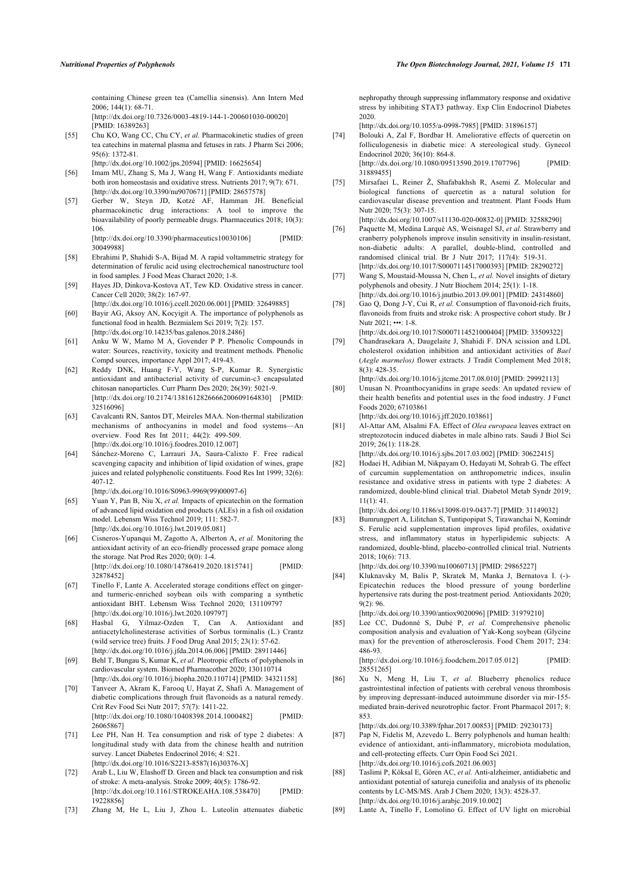containing Chinese green tea (Camellia sinensis). Ann Intern Med 2006; 144(1): 68-71.
[http://dx.doi.org/10.7326/0003-4819-144-1-200601030-00020] [PMID: 16389263]

[55] Chu KO, Wang CC, Chu CY, *et al.* Pharmacokinetic studies of green tea catechins in maternal plasma and fetuses in rats. J Pharm Sci 2006; 95(6): 1372-81.
[http://dx.doi.org/10.1002/jps.20594] [PMID: 16625654]

[56] Imam MU, Zhang S, Ma J, Wang H, Wang F. Antioxidants mediate both iron homeostasis and oxidative stress. Nutrients 2017; 9(7): 671.
[http://dx.doi.org/10.3390/nu9070671] [PMID: 28657578]

[57] Gerber W, Steyn JD, Kotzé AF, Hamman JH. Beneficial pharmacokinetic drug interactions: A tool to improve the bioavailability of poorly permeable drugs. Pharmaceutics 2018; 10(3): 106.
[http://dx.doi.org/10.3390/pharmaceutics10030106] [PMID: 30049988]

[58] Ebrahimi P, Shahidi S-A, Bijad M. A rapid voltammetric strategy for determination of ferulic acid using electrochemical nanostructure tool in food samples. J Food Meas Charact 2020; 1-8.

[59] Hayes JD, Dinkova-Kostova AT, Tew KD. Oxidative stress in cancer. Cancer Cell 2020; 38(2): 167-97.
[http://dx.doi.org/10.1016/j.ccell.2020.06.001] [PMID: 32649885]

[60] Bayir AG, Aksoy AN, Kocyigit A. The importance of polyphenols as functional food in health. Bezmialem Sci 2019; 7(2): 157.
[http://dx.doi.org/10.14235/bas.galenos.2018.2486]

[61] Anku W W, Mamo M A, Govender P P. Phenolic Compounds in water: Sources, reactivity, toxicity and treatment methods. Phenolic Compd sources, importance Appl 2017; 419-43.

[62] Reddy DNK, Huang F-Y, Wang S-P, Kumar R. Synergistic antioxidant and antibacterial activity of curcumin-c3 encapsulated chitosan nanoparticles. Curr Pharm Des 2020; 26(39): 5021-9.
[http://dx.doi.org/10.2174/1381612826666200609164830] [PMID: 32516096]

[63] Cavalcanti RN, Santos DT, Meireles MAA. Non-thermal stabilization mechanisms of anthocyanins in model and food systems—An overview. Food Res Int 2011; 44(2): 499-509.
[http://dx.doi.org/10.1016/j.foodres.2010.12.007]

[64] Sánchez-Moreno C, Larrauri JA, Saura-Calixto F. Free radical scavenging capacity and inhibition of lipid oxidation of wines, grape juices and related polyphenolic constituents. Food Res Int 1999; 32(6): 407-12.
[http://dx.doi.org/10.1016/S0963-9969(99)00097-6]

[65] Yuan Y, Pan B, Niu X, *et al.* Impacts of epicatechin on the formation of advanced lipid oxidation end products (ALEs) in a fish oil oxidation model. Lebensm Wiss Technol 2019; 111: 582-7.
[http://dx.doi.org/10.1016/j.lwt.2019.05.081]

[66] Cisneros-Yupanqui M, Zagotto A, Alberton A, *et al.* Monitoring the antioxidant activity of an eco-friendly processed grape pomace along the storage. Nat Prod Res 2020; 0(0): 1-4.
[http://dx.doi.org/10.1080/14786419.2020.1815741] [PMID: 32878452]

[67] Tinello F, Lante A. Accelerated storage conditions effect on ginger- and turmeric-enriched soybean oils with comparing a synthetic antioxidant BHT. Lebensm Wiss Technol 2020; 131109797
[http://dx.doi.org/10.1016/j.lwt.2020.109797]

[68] Hasbal G, Yilmaz-Ozden T, Can A. Antioxidant and antiacetylcholinesterase activities of Sorbus torminalis (L.) Crantz (wild service tree) fruits. J Food Drug Anal 2015; 23(1): 57-62.
[http://dx.doi.org/10.1016/j.jfda.2014.06.006] [PMID: 28911446]

[69] Behl T, Bungau S, Kumar K, *et al.* Pleotropic effects of polyphenols in cardiovascular system. Biomed Pharmacother 2020; 130110714
[http://dx.doi.org/10.1016/j.biopha.2020.110714] [PMID: 34321158]

[70] Tanveer A, Akram K, Farooq U, Hayat Z, Shafi A. Management of diabetic complications through fruit flavonoids as a natural remedy. Crit Rev Food Sci Nutr 2017; 57(7): 1411-22.
[http://dx.doi.org/10.1080/10408398.2014.1000482] [PMID: 26065867]

[71] Lee PH, Nan H. Tea consumption and risk of type 2 diabetes: A longitudinal study with data from the chinese health and nutrition survey. Lancet Diabetes Endocrinol 2016; 4: S21.
[http://dx.doi.org/10.1016/S2213-8587(16)30376-X]

[72] Arab L, Liu W, Elashoff D. Green and black tea consumption and risk of stroke: A meta-analysis. Stroke 2009; 40(5): 1786-92.
[http://dx.doi.org/10.1161/STROKEAHA.108.538470] [PMID: 19228856]

[73] Zhang M, He L, Liu J, Zhou L. Luteolin attenuates diabetic nephropathy through suppressing inflammatory response and oxidative stress by inhibiting STAT3 pathway. Exp Clin Endocrinol Diabetes 2020.
[http://dx.doi.org/10.1055/a-0998-7985] [PMID: 31896157]

[74] Bolouki A, Zal F, Bordbar H. Ameliorative effects of quercetin on folliculogenesis in diabetic mice: A stereological study. Gynecol Endocrinol 2020; 36(10): 864-8.
[http://dx.doi.org/10.1080/09513590.2019.1707796] [PMID: 31889455]

[75] Mirsafaei L, Reiner Ž, Shafabakhsh R, Asemi Z. Molecular and biological functions of quercetin as a natural solution for cardiovascular disease prevention and treatment. Plant Foods Hum Nutr 2020; 75(3): 307-15.
[http://dx.doi.org/10.1007/s11130-020-00832-0] [PMID: 32588290]

[76] Paquette M, Medina Larqué AS, Weisnagel SJ, *et al.* Strawberry and cranberry polyphenols improve insulin sensitivity in insulin-resistant, non-diabetic adults: A parallel, double-blind, controlled and randomised clinical trial. Br J Nutr 2017; 117(4): 519-31.
[http://dx.doi.org/10.1017/S0007114517000393] [PMID: 28290272]

[77] Wang S, Moustaid-Moussa N, Chen L, *et al.* Novel insights of dietary polyphenols and obesity. J Nutr Biochem 2014; 25(1): 1-18.
[http://dx.doi.org/10.1016/j.jnutbio.2013.09.001] [PMID: 24314860]

[78] Gao Q, Dong J-Y, Cui R, *et al.* Consumption of flavonoid-rich fruits, flavonoids from fruits and stroke risk: A prospective cohort study. Br J Nutr 2021; •••: 1-8.
[http://dx.doi.org/10.1017/S0007114521000404] [PMID: 33509322]

[79] Chandrasekara A, Daugelaite J, Shahidi F. DNA scission and LDL cholesterol oxidation inhibition and antioxidant activities of *Bael* (*Aegle marmelos)* flower extracts. J Tradit Complement Med 2018; 8(3): 428-35.
[http://dx.doi.org/10.1016/j.jtcme.2017.08.010] [PMID: 29992113]

[80] Unusan N. Proanthocyanidins in grape seeds: An updated review of their health benefits and potential uses in the food industry. J Funct Foods 2020; 67103861
[http://dx.doi.org/10.1016/j.jff.2020.103861]

[81] Al-Attar AM, Alsalmi FA. Effect of *Olea europaea* leaves extract on streptozotocin induced diabetes in male albino rats. Saudi J Biol Sci 2019; 26(1): 118-28.
[http://dx.doi.org/10.1016/j.sjbs.2017.03.002] [PMID: 30622415]

[82] Hodaei H, Adibian M, Nikpayam O, Hedayati M, Sohrab G. The effect of curcumin supplementation on anthropometric indices, insulin resistance and oxidative stress in patients with type 2 diabetes: A randomized, double-blind clinical trial. Diabetol Metab Syndr 2019; 11(1): 41.
[http://dx.doi.org/10.1186/s13098-019-0437-7] [PMID: 31149032]

[83] Bumrungpert A, Lilitchan S, Tuntipopipat S, Tirawanchai N, Komindr S. Ferulic acid supplementation improves lipid profiles, oxidative stress, and inflammatory status in hyperlipidemic subjects: A randomized, double-blind, placebo-controlled clinical trial. Nutrients 2018; 10(6): 713.
[http://dx.doi.org/10.3390/nu10060713] [PMID: 29865227]

[84] Kluknavsky M, Balis P, Skratek M, Manka J, Bernatova I. (-)-Epicatechin reduces the blood pressure of young borderline hypertensive rats during the post-treatment period. Antioxidants 2020; 9(2): 96.
[http://dx.doi.org/10.3390/antiox9020096] [PMID: 31979210]

[85] Lee CC, Dudonné S, Dubé P, *et al.* Comprehensive phenolic composition analysis and evaluation of Yak-Kong soybean (Glycine max) for the prevention of atherosclerosis. Food Chem 2017; 234: 486-93.
[http://dx.doi.org/10.1016/j.foodchem.2017.05.012] [PMID: 28551265]

[86] Xu N, Meng H, Liu T, *et al.* Blueberry phenolics reduce gastrointestinal infection of patients with cerebral venous thrombosis by improving depressant-induced autoimmune disorder via mir-155-mediated brain-derived neurotrophic factor. Front Pharmacol 2017; 8: 853.
[http://dx.doi.org/10.3389/fphar.2017.00853] [PMID: 29230173]

[87] Pap N, Fidelis M, Azevedo L. Berry polyphenols and human health: evidence of antioxidant, anti-inflammatory, microbiota modulation, and cell-protecting effects. Curr Opin Food Sci 2021.
[http://dx.doi.org/10.1016/j.cofs.2021.06.003]

[88] Taslimi P, Köksal E, Gören AC, *et al.* Anti-alzheimer, antidiabetic and antioxidant potential of satureja cuneifolia and analysis of its phenolic contents by LC-MS/MS. Arab J Chem 2020; 13(3): 4528-37.
[http://dx.doi.org/10.1016/j.arabjc.2019.10.002]

[89] Lante A, Tinello F, Lomolino G. Effect of UV light on microbial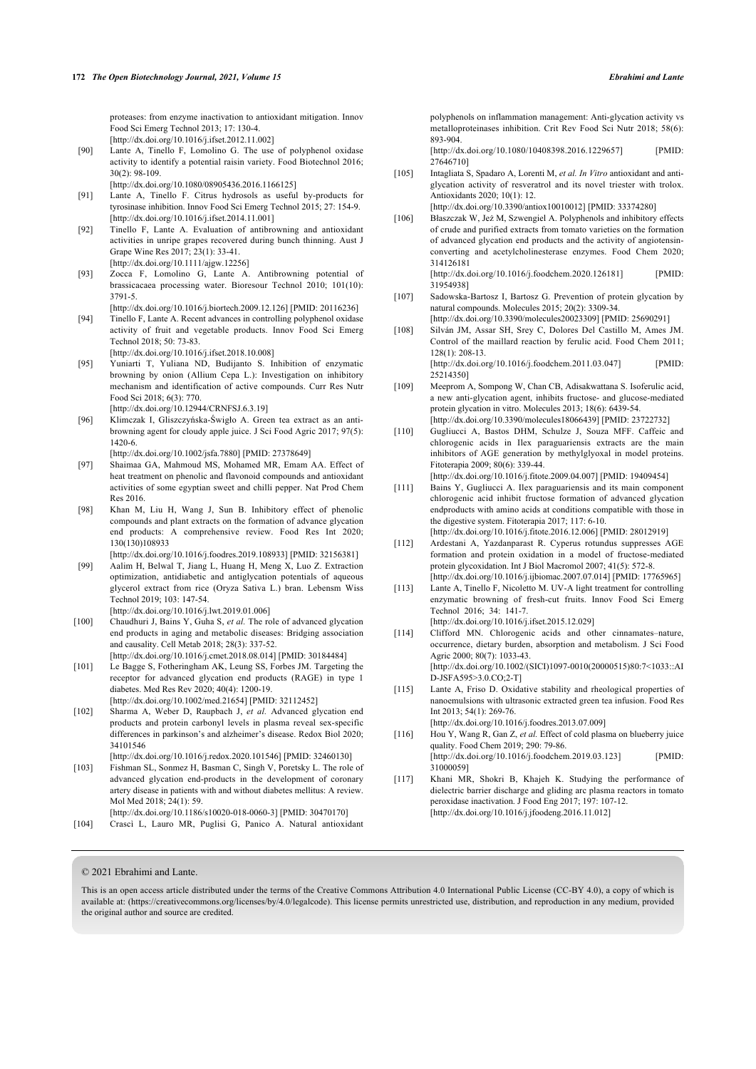proteases: from enzyme inactivation to antioxidant mitigation. Innov Food Sci Emerg Technol 2013; 17: 130-4.
[http://dx.doi.org/10.1016/j.ifset.2012.11.002]

[90] Lante A, Tinello F, Lomolino G. The use of polyphenol oxidase activity to identify a potential raisin variety. Food Biotechnol 2016; 30(2): 98-109.
[http://dx.doi.org/10.1080/08905436.2016.1166125]

[91] Lante A, Tinello F. Citrus hydrosols as useful by-products for tyrosinase inhibition. Innov Food Sci Emerg Technol 2015; 27: 154-9.
[http://dx.doi.org/10.1016/j.ifset.2014.11.001]

[92] Tinello F, Lante A. Evaluation of antibrowning and antioxidant activities in unripe grapes recovered during bunch thinning. Aust J Grape Wine Res 2017; 23(1): 33-41.
[http://dx.doi.org/10.1111/ajgw.12256]

[93] Zocca F, Lomolino G, Lante A. Antibrowning potential of brassicaceae processing water. Bioresour Technol 2010; 101(10): 3791-5.
[http://dx.doi.org/10.1016/j.biortech.2009.12.126] [PMID: 20116236]

[94] Tinello F, Lante A. Recent advances in controlling polyphenol oxidase activity of fruit and vegetable products. Innov Food Sci Emerg Technol 2018; 50: 73-83.
[http://dx.doi.org/10.1016/j.ifset.2018.10.008]

[95] Yuniarti T, Yuliana ND, Budijanto S. Inhibition of enzymatic browning by onion (Allium Cepa L.): Investigation on inhibitory mechanism and identification of active compounds. Curr Res Nutr Food Sci 2018; 6(3): 770.
[http://dx.doi.org/10.12944/CRNFSJ.6.3.19]

[96] Klimczak I, Gliszczyńska-Świgło A. Green tea extract as an anti-browning agent for cloudy apple juice. J Sci Food Agric 2017; 97(5): 1420-6.
[http://dx.doi.org/10.1002/jsfa.7880] [PMID: 27378649]

[97] Shaimaa GA, Mahmoud MS, Mohamed MR, Emam AA. Effect of heat treatment on phenolic and flavonoid compounds and antioxidant activities of some egyptian sweet and chilli pepper. Nat Prod Chem Res 2016.

[98] Khan M, Liu H, Wang J, Sun B. Inhibitory effect of phenolic compounds and plant extracts on the formation of advance glycation end products: A comprehensive review. Food Res Int 2020; 130(130)108933
[http://dx.doi.org/10.1016/j.foodres.2019.108933] [PMID: 32156381]

[99] Aalim H, Belwal T, Jiang L, Huang H, Meng X, Luo Z. Extraction optimization, antidiabetic and antiglycation potentials of aqueous glycerol extract from rice (Oryza Sativa L.) bran. Lebensm Wiss Technol 2019; 103: 147-54.
[http://dx.doi.org/10.1016/j.lwt.2019.01.006]

[100] Chaudhuri J, Bains Y, Guha S, *et al.* The role of advanced glycation end products in aging and metabolic diseases: Bridging association and causality. Cell Metab 2018; 28(3): 337-52.
[http://dx.doi.org/10.1016/j.cmet.2018.08.014] [PMID: 30184484]

[101] Le Bagge S, Fotheringham AK, Leung SS, Forbes JM. Targeting the receptor for advanced glycation end products (RAGE) in type 1 diabetes. Med Res Rev 2020; 40(4): 1200-19.
[http://dx.doi.org/10.1002/med.21654] [PMID: 32112452]

[102] Sharma A, Weber D, Raupbach J, *et al.* Advanced glycation end products and protein carbonyl levels in plasma reveal sex-specific differences in parkinson's and alzheimer's disease. Redox Biol 2020; 34101546
[http://dx.doi.org/10.1016/j.redox.2020.101546] [PMID: 32460130]

[103] Fishman SL, Sonmez H, Basman C, Singh V, Poretsky L. The role of advanced glycation end-products in the development of coronary artery disease in patients with and without diabetes mellitus: A review. Mol Med 2018; 24(1): 59.
[http://dx.doi.org/10.1186/s10020-018-0060-3] [PMID: 30470170]

[104] Crascì L, Lauro MR, Puglisi G, Panico A. Natural antioxidant polyphenols on inflammation management: Anti-glycation activity vs metalloproteinases inhibition. Crit Rev Food Sci Nutr 2018; 58(6): 893-904.
[http://dx.doi.org/10.1080/10408398.2016.1229657] [PMID: 27646710]

[105] Intagliata S, Spadaro A, Lorenti M, *et al. In Vitro* antioxidant and anti-glycation activity of resveratrol and its novel triester with trolox. Antioxidants 2020; 10(1): 12.
[http://dx.doi.org/10.3390/antiox10010012] [PMID: 33374280]

[106] Błaszczak W, Jeż M, Szwengiel A. Polyphenols and inhibitory effects of crude and purified extracts from tomato varieties on the formation of advanced glycation end products and the activity of angiotensin-converting and acetylcholinesterase enzymes. Food Chem 2020; 314126181
[http://dx.doi.org/10.1016/j.foodchem.2020.126181] [PMID: 31954938]

[107] Sadowska-Bartosz I, Bartosz G. Prevention of protein glycation by natural compounds. Molecules 2015; 20(2): 3309-34.
[http://dx.doi.org/10.3390/molecules20023309] [PMID: 25690291]

[108] Silván JM, Assar SH, Srey C, Dolores Del Castillo M, Ames JM. Control of the maillard reaction by ferulic acid. Food Chem 2011; 128(1): 208-13.
[http://dx.doi.org/10.1016/j.foodchem.2011.03.047] [PMID: 25214350]

[109] Meeprom A, Sompong W, Chan CB, Adisakwattana S. Isoferulic acid, a new anti-glycation agent, inhibits fructose- and glucose-mediated protein glycation in vitro. Molecules 2013; 18(6): 6439-54.
[http://dx.doi.org/10.3390/molecules18066439] [PMID: 23722732]

[110] Gugliucci A, Bastos DHM, Schulze J, Souza MFF. Caffeic and chlorogenic acids in Ilex paraguariensis extracts are the main inhibitors of AGE generation by methylglyoxal in model proteins. Fitoterapia 2009; 80(6): 339-44.
[http://dx.doi.org/10.1016/j.fitote.2009.04.007] [PMID: 19409454]

[111] Bains Y, Gugliucci A. Ilex paraguariensis and its main component chlorogenic acid inhibit fructose formation of advanced glycation endproducts with amino acids at conditions compatible with those in the digestive system. Fitoterapia 2017; 117: 6-10.
[http://dx.doi.org/10.1016/j.fitote.2016.12.006] [PMID: 28012919]

[112] Ardestani A, Yazdanparast R. Cyperus rotundus suppresses AGE formation and protein oxidation in a model of fructose-mediated protein glycoxidation. Int J Biol Macromol 2007; 41(5): 572-8.
[http://dx.doi.org/10.1016/j.ijbiomac.2007.07.014] [PMID: 17765965]

[113] Lante A, Tinello F, Nicoletto M. UV-A light treatment for controlling enzymatic browning of fresh-cut fruits. Innov Food Sci Emerg Technol 2016; 34: 141-7.
[http://dx.doi.org/10.1016/j.ifset.2015.12.029]

[114] Clifford MN. Chlorogenic acids and other cinnamates–nature, occurrence, dietary burden, absorption and metabolism. J Sci Food Agric 2000; 80(7): 1033-43.
[http://dx.doi.org/10.1002/(SICI)1097-0010(20000515)80:7<1033::AID-JSFA595>3.0.CO;2-T]

[115] Lante A, Friso D. Oxidative stability and rheological properties of nanoemulsions with ultrasonic extracted green tea infusion. Food Res Int 2013; 54(1): 269-76.
[http://dx.doi.org/10.1016/j.foodres.2013.07.009]

[116] Hou Y, Wang R, Gan Z, *et al.* Effect of cold plasma on blueberry juice quality. Food Chem 2019; 290: 79-86.
[http://dx.doi.org/10.1016/j.foodchem.2019.03.123] [PMID: 31000059]

[117] Khani MR, Shokri B, Khajeh K. Studying the performance of dielectric barrier discharge and gliding arc plasma reactors in tomato peroxidase inactivation. J Food Eng 2017; 197: 107-12.
[http://dx.doi.org/10.1016/j.jfoodeng.2016.11.012]

© 2021 Ebrahimi and Lante.

This is an open access article distributed under the terms of the Creative Commons Attribution 4.0 International Public License (CC-BY 4.0), a copy of which is available at: (https://creativecommons.org/licenses/by/4.0/legalcode). This license permits unrestricted use, distribution, and reproduction in any medium, provided the original author and source are credited.